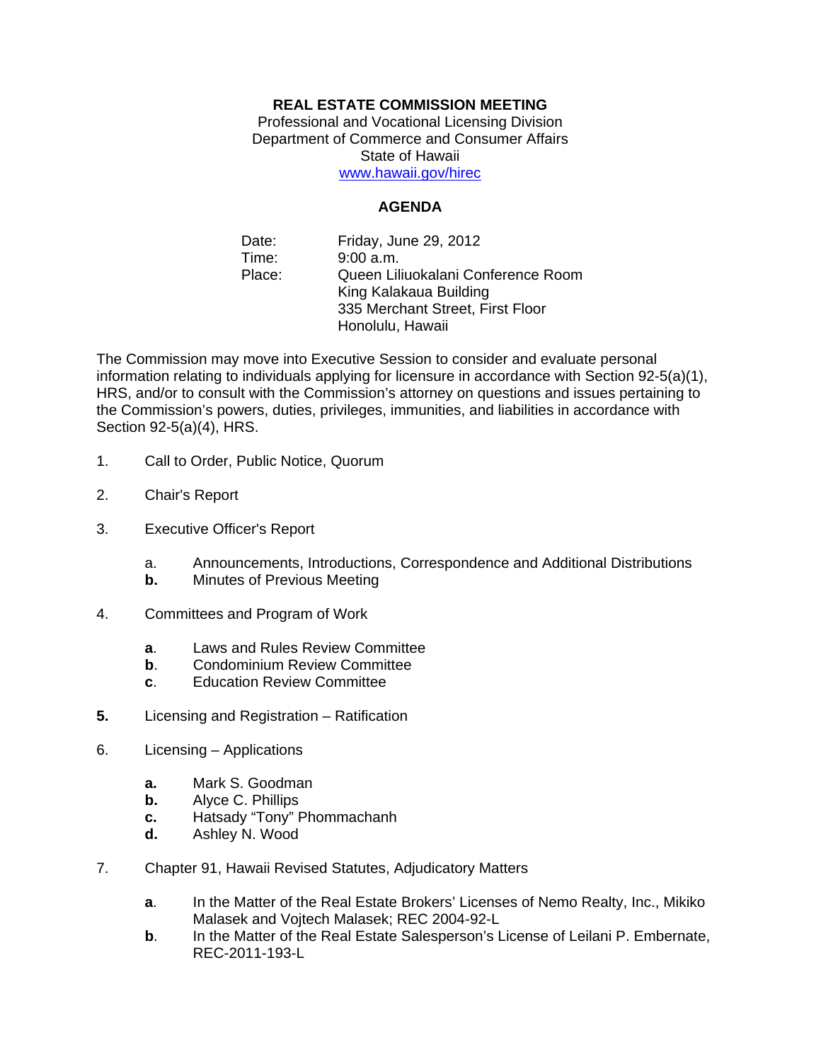**REAL ESTATE COMMISSION MEETING**
Professional and Vocational Licensing Division
Department of Commerce and Consumer Affairs
State of Hawaii
www.hawaii.gov/hirec

**AGENDA**

Date: Friday, June 29, 2012
Time: 9:00 a.m.
Place: Queen Liliuokalani Conference Room
King Kalakaua Building
335 Merchant Street, First Floor
Honolulu, Hawaii

The Commission may move into Executive Session to consider and evaluate personal information relating to individuals applying for licensure in accordance with Section 92-5(a)(1), HRS, and/or to consult with the Commission's attorney on questions and issues pertaining to the Commission's powers, duties, privileges, immunities, and liabilities in accordance with Section 92-5(a)(4), HRS.

1. Call to Order, Public Notice, Quorum

2. Chair's Report

3. Executive Officer's Report

   a. Announcements, Introductions, Correspondence and Additional Distributions
   **b.** Minutes of Previous Meeting

4. Committees and Program of Work

   **a**. Laws and Rules Review Committee
   **b**. Condominium Review Committee
   **c**. Education Review Committee

**5.** Licensing and Registration – Ratification

6. Licensing – Applications

   **a.** Mark S. Goodman
   **b.** Alyce C. Phillips
   **c.** Hatsady "Tony" Phommachanh
   **d.** Ashley N. Wood

7. Chapter 91, Hawaii Revised Statutes, Adjudicatory Matters

   **a**. In the Matter of the Real Estate Brokers' Licenses of Nemo Realty, Inc., Mikiko Malasek and Vojtech Malasek; REC 2004-92-L
   **b**. In the Matter of the Real Estate Salesperson's License of Leilani P. Embernate, REC-2011-193-L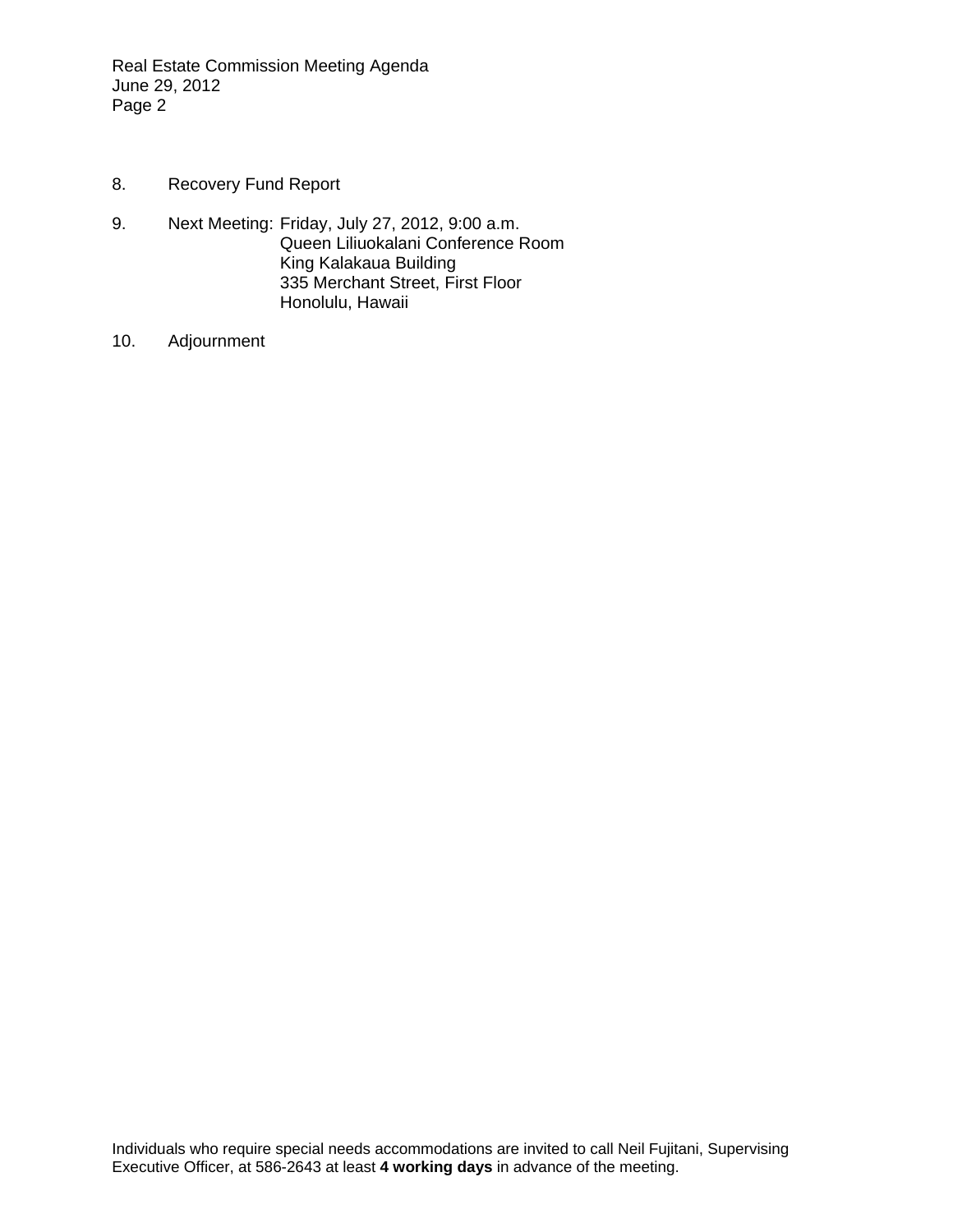8. Recovery Fund Report

9. Next Meeting: Friday, July 27, 2012, 9:00 a.m.
   Queen Liliuokalani Conference Room
   King Kalakaua Building
   335 Merchant Street, First Floor
   Honolulu, Hawaii

10. Adjournment

Individuals who require special needs accommodations are invited to call Neil Fujitani, Supervising Executive Officer, at 586-2643 at least **4 working days** in advance of the meeting.